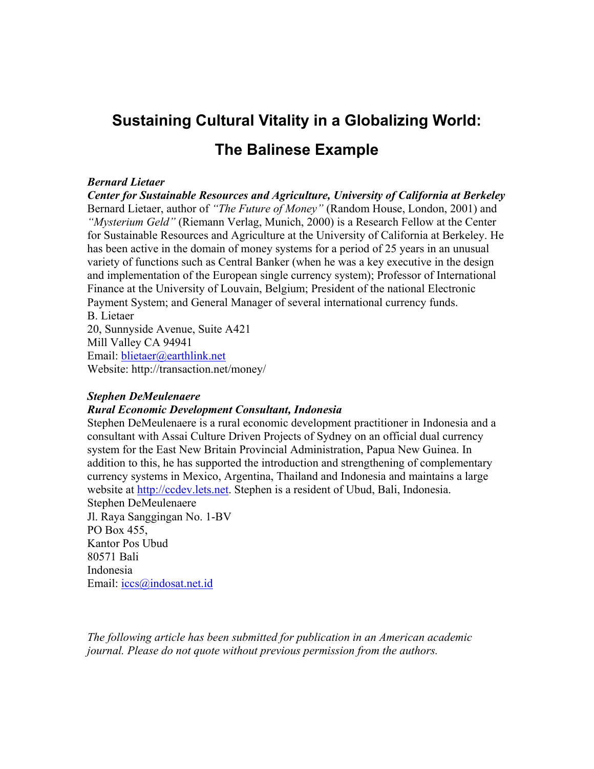# Sustaining Cultural Vitality in a Globalizing World: The Balinese Example

***Bernard Lietaer***
***Center for Sustainable Resources and Agriculture, University of California at Berkeley***
Bernard Lietaer, author of *"The Future of Money"* (Random House, London, 2001) and *"Mysterium Geld"* (Riemann Verlag, Munich, 2000) is a Research Fellow at the Center for Sustainable Resources and Agriculture at the University of California at Berkeley. He has been active in the domain of money systems for a period of 25 years in an unusual variety of functions such as Central Banker (when he was a key executive in the design and implementation of the European single currency system); Professor of International Finance at the University of Louvain, Belgium; President of the national Electronic Payment System; and General Manager of several international currency funds.
B. Lietaer
20, Sunnyside Avenue, Suite A421
Mill Valley CA 94941
Email: blietaer@earthlink.net
Website: http://transaction.net/money/

***Stephen DeMeulenaere***
***Rural Economic Development Consultant, Indonesia***
Stephen DeMeulenaere is a rural economic development practitioner in Indonesia and a consultant with Assai Culture Driven Projects of Sydney on an official dual currency system for the East New Britain Provincial Administration, Papua New Guinea. In addition to this, he has supported the introduction and strengthening of complementary currency systems in Mexico, Argentina, Thailand and Indonesia and maintains a large website at http://ccdev.lets.net. Stephen is a resident of Ubud, Bali, Indonesia.
Stephen DeMeulenaere
Jl. Raya Sanggingan No. 1-BV
PO Box 455,
Kantor Pos Ubud
80571 Bali
Indonesia
Email: iccs@indosat.net.id

*The following article has been submitted for publication in an American academic journal. Please do not quote without previous permission from the authors.*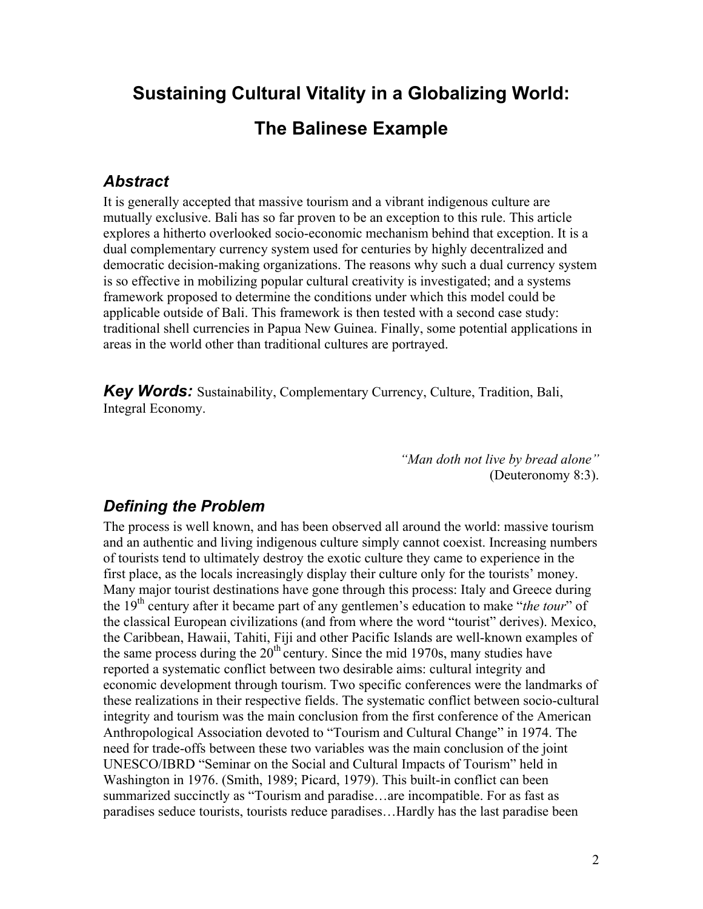# Sustaining Cultural Vitality in a Globalizing World: The Balinese Example

## *Abstract*

It is generally accepted that massive tourism and a vibrant indigenous culture are mutually exclusive. Bali has so far proven to be an exception to this rule. This article explores a hitherto overlooked socio-economic mechanism behind that exception. It is a dual complementary currency system used for centuries by highly decentralized and democratic decision-making organizations. The reasons why such a dual currency system is so effective in mobilizing popular cultural creativity is investigated; and a systems framework proposed to determine the conditions under which this model could be applicable outside of Bali. This framework is then tested with a second case study: traditional shell currencies in Papua New Guinea. Finally, some potential applications in areas in the world other than traditional cultures are portrayed.

***Key Words:*** Sustainability, Complementary Currency, Culture, Tradition, Bali, Integral Economy.

> *"Man doth not live by bread alone"*
> (Deuteronomy 8:3).

## *Defining the Problem*

The process is well known, and has been observed all around the world: massive tourism and an authentic and living indigenous culture simply cannot coexist. Increasing numbers of tourists tend to ultimately destroy the exotic culture they came to experience in the first place, as the locals increasingly display their culture only for the tourists' money. Many major tourist destinations have gone through this process: Italy and Greece during the 19th century after it became part of any gentlemen's education to make "*the tour*" of the classical European civilizations (and from where the word "tourist" derives). Mexico, the Caribbean, Hawaii, Tahiti, Fiji and other Pacific Islands are well-known examples of the same process during the 20th century. Since the mid 1970s, many studies have reported a systematic conflict between two desirable aims: cultural integrity and economic development through tourism. Two specific conferences were the landmarks of these realizations in their respective fields. The systematic conflict between socio-cultural integrity and tourism was the main conclusion from the first conference of the American Anthropological Association devoted to "Tourism and Cultural Change" in 1974. The need for trade-offs between these two variables was the main conclusion of the joint UNESCO/IBRD "Seminar on the Social and Cultural Impacts of Tourism" held in Washington in 1976. (Smith, 1989; Picard, 1979). This built-in conflict can been summarized succinctly as "Tourism and paradise…are incompatible. For as fast as paradises seduce tourists, tourists reduce paradises…Hardly has the last paradise been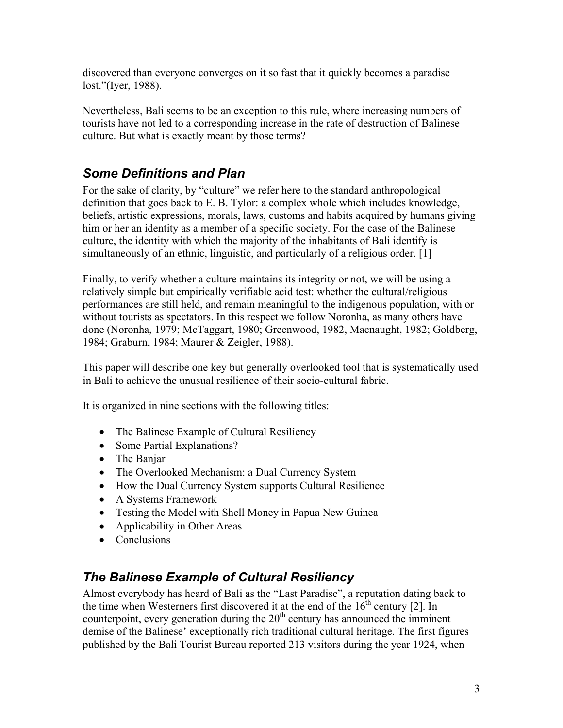discovered than everyone converges on it so fast that it quickly becomes a paradise lost."(Iyer, 1988).

Nevertheless, Bali seems to be an exception to this rule, where increasing numbers of tourists have not led to a corresponding increase in the rate of destruction of Balinese culture. But what is exactly meant by those terms?

## *Some Definitions and Plan*

For the sake of clarity, by "culture" we refer here to the standard anthropological definition that goes back to E. B. Tylor: a complex whole which includes knowledge, beliefs, artistic expressions, morals, laws, customs and habits acquired by humans giving him or her an identity as a member of a specific society. For the case of the Balinese culture, the identity with which the majority of the inhabitants of Bali identify is simultaneously of an ethnic, linguistic, and particularly of a religious order. [1]

Finally, to verify whether a culture maintains its integrity or not, we will be using a relatively simple but empirically verifiable acid test: whether the cultural/religious performances are still held, and remain meaningful to the indigenous population, with or without tourists as spectators. In this respect we follow Noronha, as many others have done (Noronha, 1979; McTaggart, 1980; Greenwood, 1982, Macnaught, 1982; Goldberg, 1984; Graburn, 1984; Maurer & Zeigler, 1988).

This paper will describe one key but generally overlooked tool that is systematically used in Bali to achieve the unusual resilience of their socio-cultural fabric.

It is organized in nine sections with the following titles:

- The Balinese Example of Cultural Resiliency
- Some Partial Explanations?
- The Banjar
- The Overlooked Mechanism: a Dual Currency System
- How the Dual Currency System supports Cultural Resilience
- A Systems Framework
- Testing the Model with Shell Money in Papua New Guinea
- Applicability in Other Areas
- Conclusions

## *The Balinese Example of Cultural Resiliency*

Almost everybody has heard of Bali as the "Last Paradise", a reputation dating back to the time when Westerners first discovered it at the end of the 16th century [2]. In counterpoint, every generation during the 20th century has announced the imminent demise of the Balinese' exceptionally rich traditional cultural heritage. The first figures published by the Bali Tourist Bureau reported 213 visitors during the year 1924, when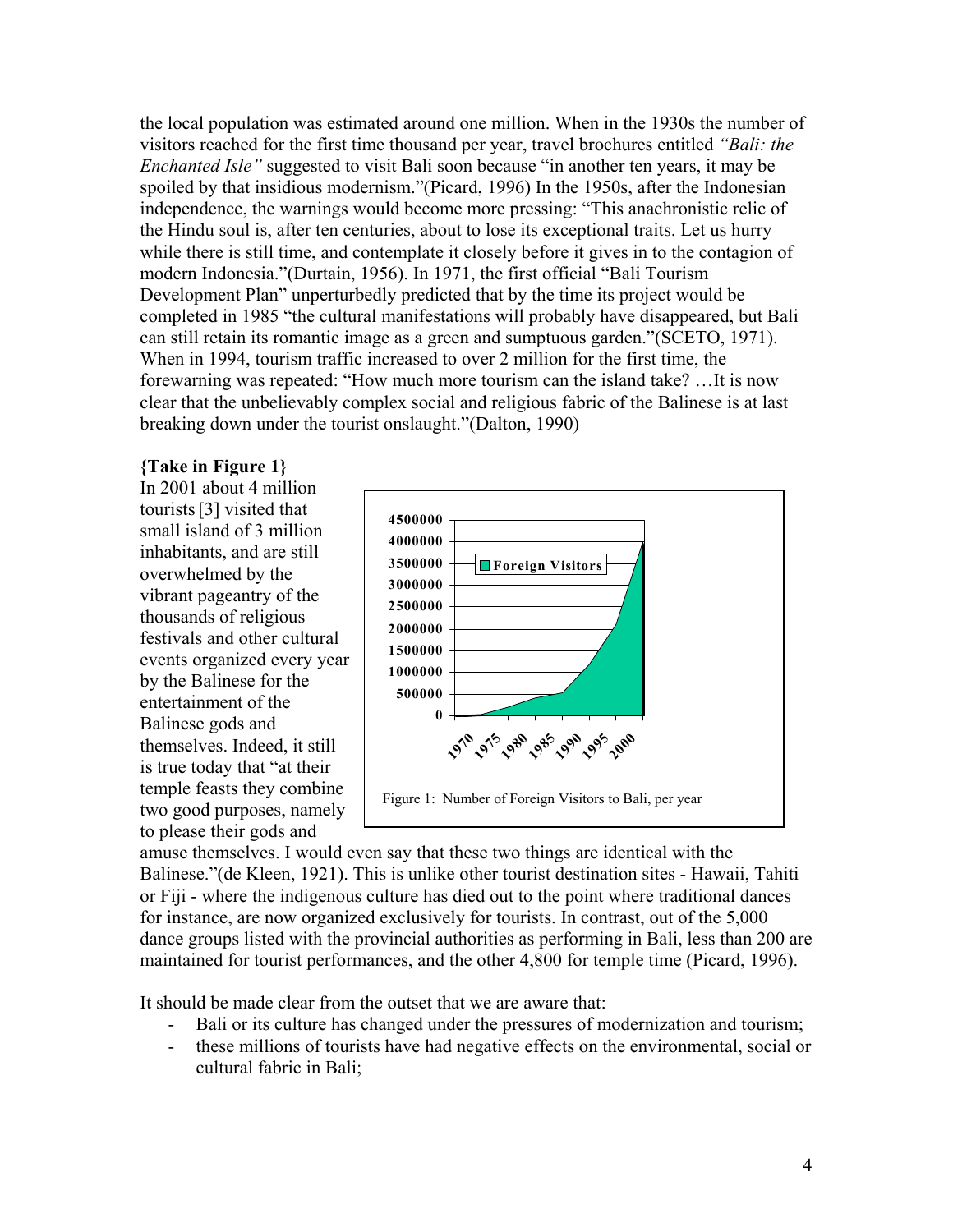the local population was estimated around one million. When in the 1930s the number of visitors reached for the first time thousand per year, travel brochures entitled *"Bali: the Enchanted Isle"* suggested to visit Bali soon because "in another ten years, it may be spoiled by that insidious modernism."(Picard, 1996) In the 1950s, after the Indonesian independence, the warnings would become more pressing: "This anachronistic relic of the Hindu soul is, after ten centuries, about to lose its exceptional traits. Let us hurry while there is still time, and contemplate it closely before it gives in to the contagion of modern Indonesia."(Durtain, 1956). In 1971, the first official "Bali Tourism Development Plan" unperturbedly predicted that by the time its project would be completed in 1985 "the cultural manifestations will probably have disappeared, but Bali can still retain its romantic image as a green and sumptuous garden."(SCETO, 1971). When in 1994, tourism traffic increased to over 2 million for the first time, the forewarning was repeated: "How much more tourism can the island take? …It is now clear that the unbelievably complex social and religious fabric of the Balinese is at last breaking down under the tourist onslaught."(Dalton, 1990)

**{Take in Figure 1}**

In 2001 about 4 million tourists [3] visited that small island of 3 million inhabitants, and are still overwhelmed by the vibrant pageantry of the thousands of religious festivals and other cultural events organized every year by the Balinese for the entertainment of the Balinese gods and themselves. Indeed, it still is true today that "at their temple feasts they combine two good purposes, namely to please their gods and amuse themselves. I would even say that these two things are identical with the Balinese."(de Kleen, 1921). This is unlike other tourist destination sites - Hawaii, Tahiti or Fiji - where the indigenous culture has died out to the point where traditional dances for instance, are now organized exclusively for tourists. In contrast, out of the 5,000 dance groups listed with the provincial authorities as performing in Bali, less than 200 are maintained for tourist performances, and the other 4,800 for temple time (Picard, 1996).

Figure 1: Number of Foreign Visitors to Bali, per year

It should be made clear from the outset that we are aware that:

- Bali or its culture has changed under the pressures of modernization and tourism;
- these millions of tourists have had negative effects on the environmental, social or cultural fabric in Bali;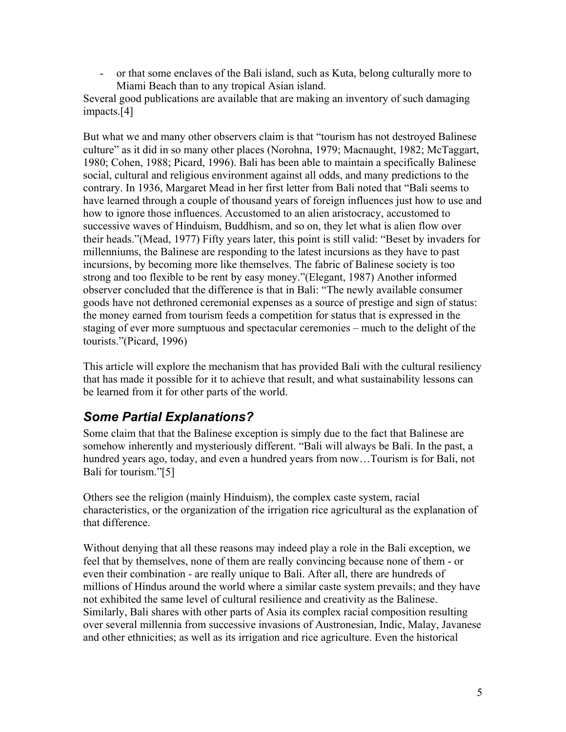- or that some enclaves of the Bali island, such as Kuta, belong culturally more to Miami Beach than to any tropical Asian island.

Several good publications are available that are making an inventory of such damaging impacts.[4]

But what we and many other observers claim is that "tourism has not destroyed Balinese culture" as it did in so many other places (Norohna, 1979; Macnaught, 1982; McTaggart, 1980; Cohen, 1988; Picard, 1996). Bali has been able to maintain a specifically Balinese social, cultural and religious environment against all odds, and many predictions to the contrary. In 1936, Margaret Mead in her first letter from Bali noted that "Bali seems to have learned through a couple of thousand years of foreign influences just how to use and how to ignore those influences. Accustomed to an alien aristocracy, accustomed to successive waves of Hinduism, Buddhism, and so on, they let what is alien flow over their heads."(Mead, 1977) Fifty years later, this point is still valid: "Beset by invaders for millenniums, the Balinese are responding to the latest incursions as they have to past incursions, by becoming more like themselves. The fabric of Balinese society is too strong and too flexible to be rent by easy money."(Elegant, 1987) Another informed observer concluded that the difference is that in Bali: "The newly available consumer goods have not dethroned ceremonial expenses as a source of prestige and sign of status: the money earned from tourism feeds a competition for status that is expressed in the staging of ever more sumptuous and spectacular ceremonies – much to the delight of the tourists."(Picard, 1996)

This article will explore the mechanism that has provided Bali with the cultural resiliency that has made it possible for it to achieve that result, and what sustainability lessons can be learned from it for other parts of the world.

## *Some Partial Explanations?*

Some claim that that the Balinese exception is simply due to the fact that Balinese are somehow inherently and mysteriously different. "Bali will always be Bali. In the past, a hundred years ago, today, and even a hundred years from now…Tourism is for Bali, not Bali for tourism."[5]

Others see the religion (mainly Hinduism), the complex caste system, racial characteristics, or the organization of the irrigation rice agricultural as the explanation of that difference.

Without denying that all these reasons may indeed play a role in the Bali exception, we feel that by themselves, none of them are really convincing because none of them - or even their combination - are really unique to Bali. After all, there are hundreds of millions of Hindus around the world where a similar caste system prevails; and they have not exhibited the same level of cultural resilience and creativity as the Balinese. Similarly, Bali shares with other parts of Asia its complex racial composition resulting over several millennia from successive invasions of Austronesian, Indic, Malay, Javanese and other ethnicities; as well as its irrigation and rice agriculture. Even the historical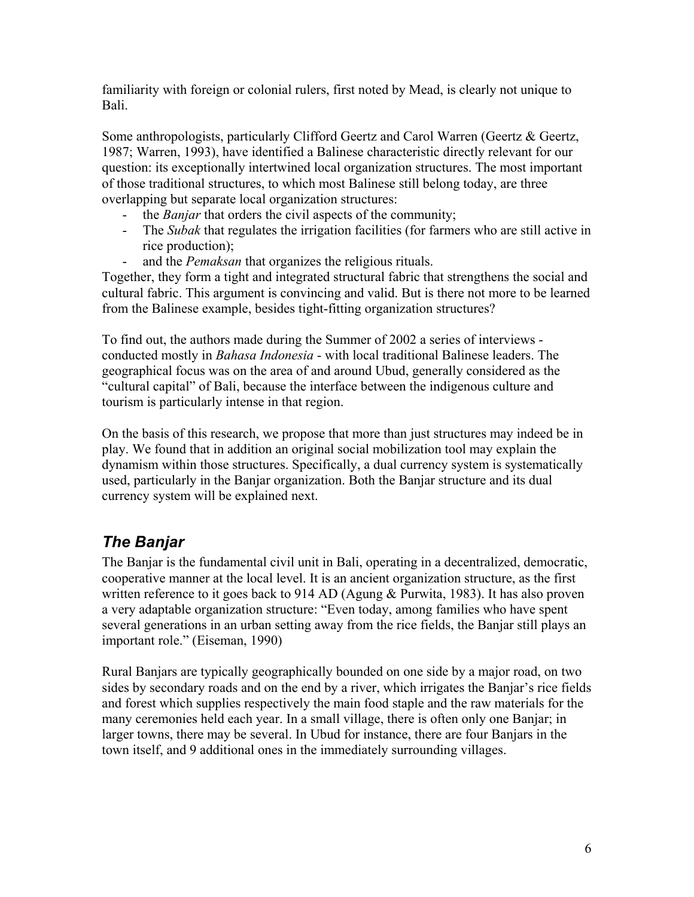familiarity with foreign or colonial rulers, first noted by Mead, is clearly not unique to Bali.

Some anthropologists, particularly Clifford Geertz and Carol Warren (Geertz & Geertz, 1987; Warren, 1993), have identified a Balinese characteristic directly relevant for our question: its exceptionally intertwined local organization structures. The most important of those traditional structures, to which most Balinese still belong today, are three overlapping but separate local organization structures:

- the *Banjar* that orders the civil aspects of the community;
- The *Subak* that regulates the irrigation facilities (for farmers who are still active in rice production);
- and the *Pemaksan* that organizes the religious rituals.

Together, they form a tight and integrated structural fabric that strengthens the social and cultural fabric. This argument is convincing and valid. But is there not more to be learned from the Balinese example, besides tight-fitting organization structures?

To find out, the authors made during the Summer of 2002 a series of interviews - conducted mostly in *Bahasa Indonesia* - with local traditional Balinese leaders. The geographical focus was on the area of and around Ubud, generally considered as the "cultural capital" of Bali, because the interface between the indigenous culture and tourism is particularly intense in that region.

On the basis of this research, we propose that more than just structures may indeed be in play. We found that in addition an original social mobilization tool may explain the dynamism within those structures. Specifically, a dual currency system is systematically used, particularly in the Banjar organization. Both the Banjar structure and its dual currency system will be explained next.

## *The Banjar*

The Banjar is the fundamental civil unit in Bali, operating in a decentralized, democratic, cooperative manner at the local level. It is an ancient organization structure, as the first written reference to it goes back to 914 AD (Agung & Purwita, 1983). It has also proven a very adaptable organization structure: "Even today, among families who have spent several generations in an urban setting away from the rice fields, the Banjar still plays an important role." (Eiseman, 1990)

Rural Banjars are typically geographically bounded on one side by a major road, on two sides by secondary roads and on the end by a river, which irrigates the Banjar's rice fields and forest which supplies respectively the main food staple and the raw materials for the many ceremonies held each year. In a small village, there is often only one Banjar; in larger towns, there may be several. In Ubud for instance, there are four Banjars in the town itself, and 9 additional ones in the immediately surrounding villages.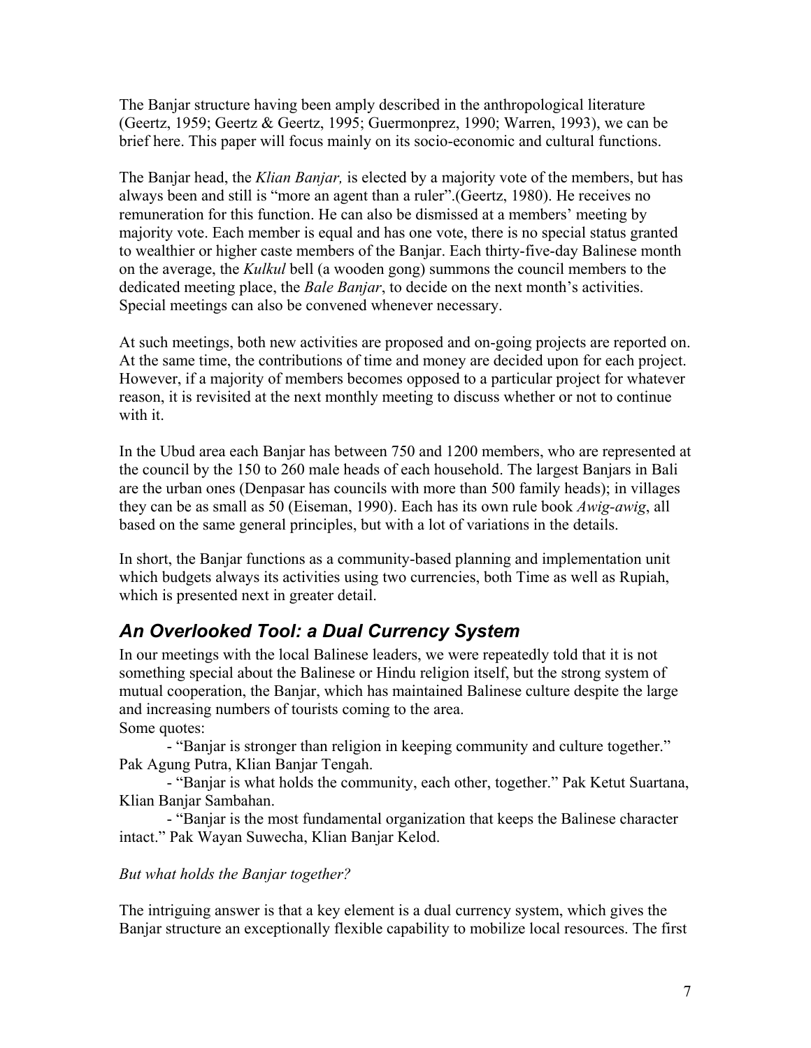The Banjar structure having been amply described in the anthropological literature (Geertz, 1959; Geertz & Geertz, 1995; Guermonprez, 1990; Warren, 1993), we can be brief here. This paper will focus mainly on its socio-economic and cultural functions.

The Banjar head, the *Klian Banjar,* is elected by a majority vote of the members, but has always been and still is "more an agent than a ruler".(Geertz, 1980). He receives no remuneration for this function. He can also be dismissed at a members' meeting by majority vote. Each member is equal and has one vote, there is no special status granted to wealthier or higher caste members of the Banjar. Each thirty-five-day Balinese month on the average, the *Kulkul* bell (a wooden gong) summons the council members to the dedicated meeting place, the *Bale Banjar*, to decide on the next month's activities. Special meetings can also be convened whenever necessary.

At such meetings, both new activities are proposed and on-going projects are reported on. At the same time, the contributions of time and money are decided upon for each project. However, if a majority of members becomes opposed to a particular project for whatever reason, it is revisited at the next monthly meeting to discuss whether or not to continue with it.

In the Ubud area each Banjar has between 750 and 1200 members, who are represented at the council by the 150 to 260 male heads of each household. The largest Banjars in Bali are the urban ones (Denpasar has councils with more than 500 family heads); in villages they can be as small as 50 (Eiseman, 1990). Each has its own rule book *Awig-awig*, all based on the same general principles, but with a lot of variations in the details.

In short, the Banjar functions as a community-based planning and implementation unit which budgets always its activities using two currencies, both Time as well as Rupiah, which is presented next in greater detail.

## *An Overlooked Tool: a Dual Currency System*

In our meetings with the local Balinese leaders, we were repeatedly told that it is not something special about the Balinese or Hindu religion itself, but the strong system of mutual cooperation, the Banjar, which has maintained Balinese culture despite the large and increasing numbers of tourists coming to the area.
Some quotes:

- "Banjar is stronger than religion in keeping community and culture together." Pak Agung Putra, Klian Banjar Tengah.
- "Banjar is what holds the community, each other, together." Pak Ketut Suartana, Klian Banjar Sambahan.
- "Banjar is the most fundamental organization that keeps the Balinese character intact." Pak Wayan Suwecha, Klian Banjar Kelod.

*But what holds the Banjar together?*

The intriguing answer is that a key element is a dual currency system, which gives the Banjar structure an exceptionally flexible capability to mobilize local resources. The first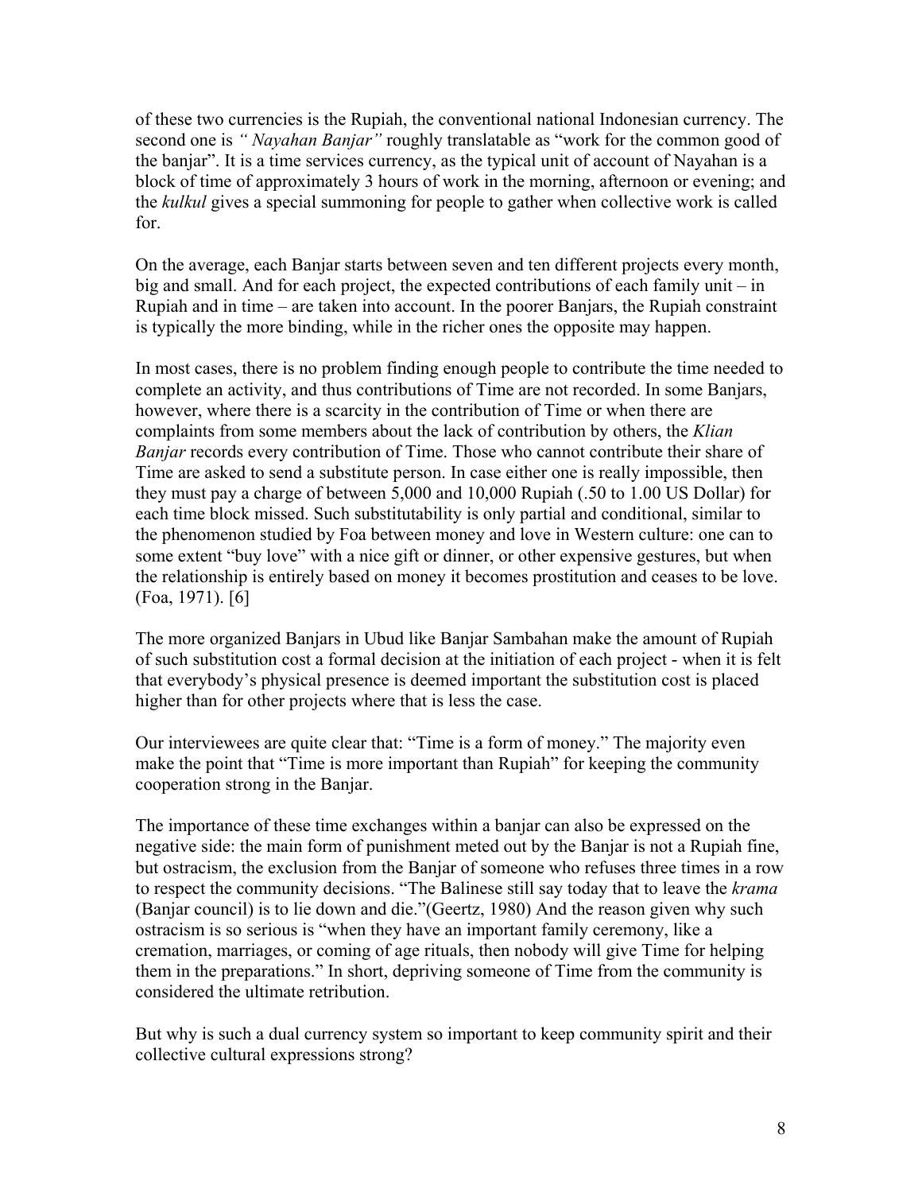of these two currencies is the Rupiah, the conventional national Indonesian currency. The second one is *" Nayahan Banjar"* roughly translatable as "work for the common good of the banjar". It is a time services currency, as the typical unit of account of Nayahan is a block of time of approximately 3 hours of work in the morning, afternoon or evening; and the *kulkul* gives a special summoning for people to gather when collective work is called for.

On the average, each Banjar starts between seven and ten different projects every month, big and small. And for each project, the expected contributions of each family unit – in Rupiah and in time – are taken into account. In the poorer Banjars, the Rupiah constraint is typically the more binding, while in the richer ones the opposite may happen.

In most cases, there is no problem finding enough people to contribute the time needed to complete an activity, and thus contributions of Time are not recorded. In some Banjars, however, where there is a scarcity in the contribution of Time or when there are complaints from some members about the lack of contribution by others, the *Klian Banjar* records every contribution of Time. Those who cannot contribute their share of Time are asked to send a substitute person. In case either one is really impossible, then they must pay a charge of between 5,000 and 10,000 Rupiah (.50 to 1.00 US Dollar) for each time block missed. Such substitutability is only partial and conditional, similar to the phenomenon studied by Foa between money and love in Western culture: one can to some extent "buy love" with a nice gift or dinner, or other expensive gestures, but when the relationship is entirely based on money it becomes prostitution and ceases to be love. (Foa, 1971). [6]

The more organized Banjars in Ubud like Banjar Sambahan make the amount of Rupiah of such substitution cost a formal decision at the initiation of each project - when it is felt that everybody's physical presence is deemed important the substitution cost is placed higher than for other projects where that is less the case.

Our interviewees are quite clear that: "Time is a form of money." The majority even make the point that "Time is more important than Rupiah" for keeping the community cooperation strong in the Banjar.

The importance of these time exchanges within a banjar can also be expressed on the negative side: the main form of punishment meted out by the Banjar is not a Rupiah fine, but ostracism, the exclusion from the Banjar of someone who refuses three times in a row to respect the community decisions. "The Balinese still say today that to leave the *krama* (Banjar council) is to lie down and die."(Geertz, 1980) And the reason given why such ostracism is so serious is "when they have an important family ceremony, like a cremation, marriages, or coming of age rituals, then nobody will give Time for helping them in the preparations." In short, depriving someone of Time from the community is considered the ultimate retribution.

But why is such a dual currency system so important to keep community spirit and their collective cultural expressions strong?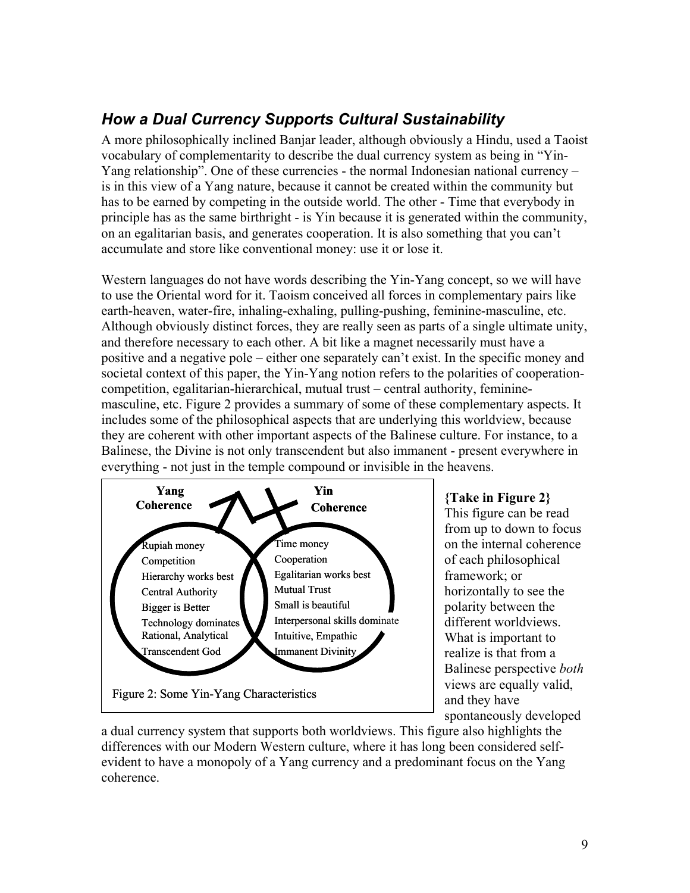## *How a Dual Currency Supports Cultural Sustainability*

A more philosophically inclined Banjar leader, although obviously a Hindu, used a Taoist vocabulary of complementarity to describe the dual currency system as being in "Yin-Yang relationship". One of these currencies - the normal Indonesian national currency – is in this view of a Yang nature, because it cannot be created within the community but has to be earned by competing in the outside world. The other - Time that everybody in principle has as the same birthright - is Yin because it is generated within the community, on an egalitarian basis, and generates cooperation. It is also something that you can't accumulate and store like conventional money: use it or lose it.

Western languages do not have words describing the Yin-Yang concept, so we will have to use the Oriental word for it. Taoism conceived all forces in complementary pairs like earth-heaven, water-fire, inhaling-exhaling, pulling-pushing, feminine-masculine, etc. Although obviously distinct forces, they are really seen as parts of a single ultimate unity, and therefore necessary to each other. A bit like a magnet necessarily must have a positive and a negative pole – either one separately can't exist. In the specific money and societal context of this paper, the Yin-Yang notion refers to the polarities of cooperation-competition, egalitarian-hierarchical, mutual trust – central authority, feminine-masculine, etc. Figure 2 provides a summary of some of these complementary aspects. It includes some of the philosophical aspects that are underlying this worldview, because they are coherent with other important aspects of the Balinese culture. For instance, to a Balinese, the Divine is not only transcendent but also immanent - present everywhere in everything - not just in the temple compound or invisible in the heavens.

| Yang Coherence | Yin Coherence |
|---|---|
| Rupiah money | Time money |
| Competition | Cooperation |
| Hierarchy works best | Egalitarian works best |
| Central Authority | Mutual Trust |
| Bigger is Better | Small is beautiful |
| Technology dominates | Interpersonal skills dominate |
| Rational, Analytical | Intuitive, Empathic |
| Transcendent God | Immanent Divinity |

Figure 2: Some Yin-Yang Characteristics

**{Take in Figure 2}**

This figure can be read from up to down to focus on the internal coherence of each philosophical framework; or horizontally to see the polarity between the different worldviews. What is important to realize is that from a Balinese perspective *both* views are equally valid, and they have spontaneously developed a dual currency system that supports both worldviews. This figure also highlights the differences with our Modern Western culture, where it has long been considered self-evident to have a monopoly of a Yang currency and a predominant focus on the Yang coherence.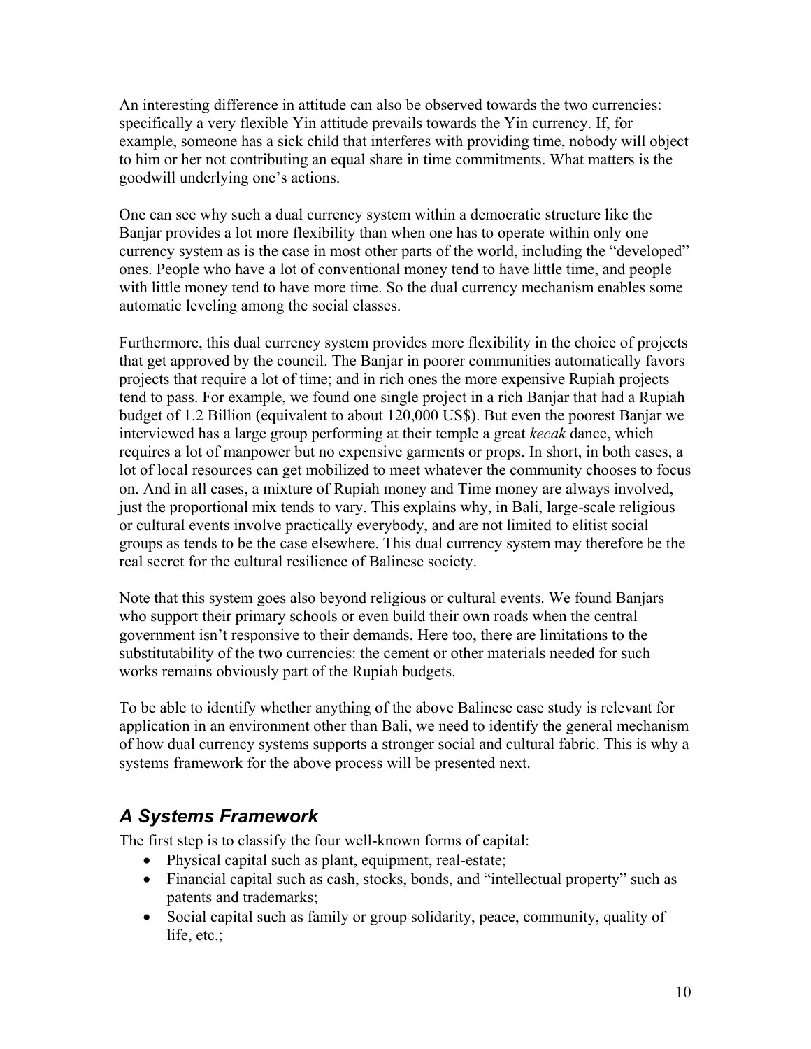An interesting difference in attitude can also be observed towards the two currencies: specifically a very flexible Yin attitude prevails towards the Yin currency. If, for example, someone has a sick child that interferes with providing time, nobody will object to him or her not contributing an equal share in time commitments. What matters is the goodwill underlying one's actions.

One can see why such a dual currency system within a democratic structure like the Banjar provides a lot more flexibility than when one has to operate within only one currency system as is the case in most other parts of the world, including the "developed" ones. People who have a lot of conventional money tend to have little time, and people with little money tend to have more time. So the dual currency mechanism enables some automatic leveling among the social classes.

Furthermore, this dual currency system provides more flexibility in the choice of projects that get approved by the council. The Banjar in poorer communities automatically favors projects that require a lot of time; and in rich ones the more expensive Rupiah projects tend to pass. For example, we found one single project in a rich Banjar that had a Rupiah budget of 1.2 Billion (equivalent to about 120,000 US$). But even the poorest Banjar we interviewed has a large group performing at their temple a great *kecak* dance, which requires a lot of manpower but no expensive garments or props. In short, in both cases, a lot of local resources can get mobilized to meet whatever the community chooses to focus on. And in all cases, a mixture of Rupiah money and Time money are always involved, just the proportional mix tends to vary. This explains why, in Bali, large-scale religious or cultural events involve practically everybody, and are not limited to elitist social groups as tends to be the case elsewhere. This dual currency system may therefore be the real secret for the cultural resilience of Balinese society.

Note that this system goes also beyond religious or cultural events. We found Banjars who support their primary schools or even build their own roads when the central government isn't responsive to their demands. Here too, there are limitations to the substitutability of the two currencies: the cement or other materials needed for such works remains obviously part of the Rupiah budgets.

To be able to identify whether anything of the above Balinese case study is relevant for application in an environment other than Bali, we need to identify the general mechanism of how dual currency systems supports a stronger social and cultural fabric. This is why a systems framework for the above process will be presented next.

## *A Systems Framework*

The first step is to classify the four well-known forms of capital:

- Physical capital such as plant, equipment, real-estate;
- Financial capital such as cash, stocks, bonds, and "intellectual property" such as patents and trademarks;
- Social capital such as family or group solidarity, peace, community, quality of life, etc.;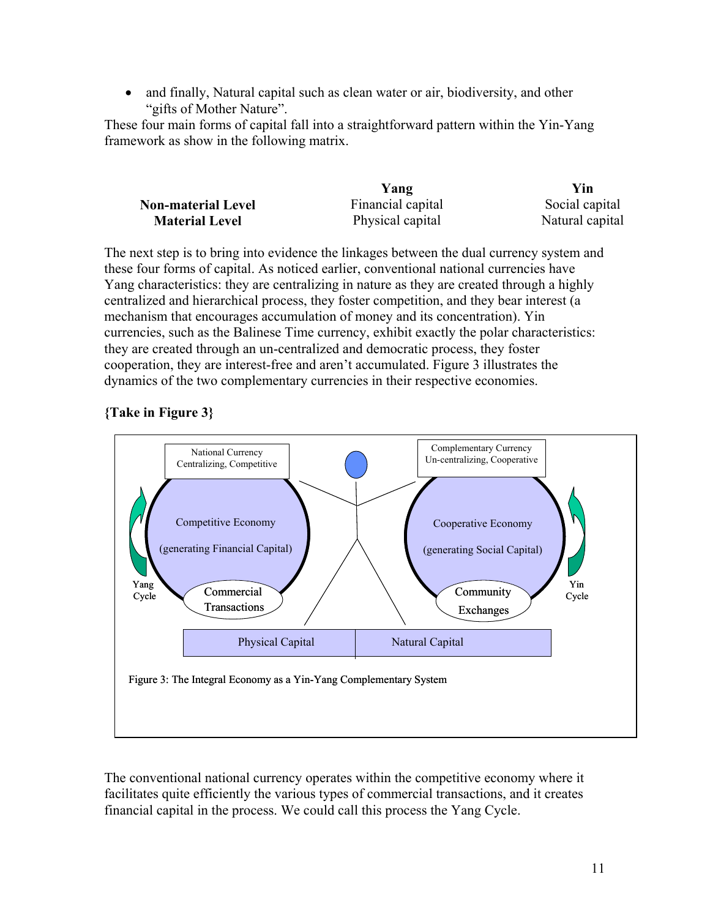- and finally, Natural capital such as clean water or air, biodiversity, and other "gifts of Mother Nature".

These four main forms of capital fall into a straightforward pattern within the Yin-Yang framework as show in the following matrix.

| | **Yang** | **Yin** |
|---|---|---|
| **Non-material Level** | Financial capital | Social capital |
| **Material Level** | Physical capital | Natural capital |

The next step is to bring into evidence the linkages between the dual currency system and these four forms of capital. As noticed earlier, conventional national currencies have Yang characteristics: they are centralizing in nature as they are created through a highly centralized and hierarchical process, they foster competition, and they bear interest (a mechanism that encourages accumulation of money and its concentration). Yin currencies, such as the Balinese Time currency, exhibit exactly the polar characteristics: they are created through an un-centralized and democratic process, they foster cooperation, they are interest-free and aren't accumulated. Figure 3 illustrates the dynamics of the two complementary currencies in their respective economies.

**{Take in Figure 3}**

National Currency Centralizing, Competitive

Complementary Currency Un-centralizing, Cooperative

Yang Cycle — Competitive Economy (generating Financial Capital) — Commercial Transactions

Yin Cycle — Cooperative Economy (generating Social Capital) — Community Exchanges

Physical Capital | Natural Capital

Figure 3: The Integral Economy as a Yin-Yang Complementary System

The conventional national currency operates within the competitive economy where it facilitates quite efficiently the various types of commercial transactions, and it creates financial capital in the process. We could call this process the Yang Cycle.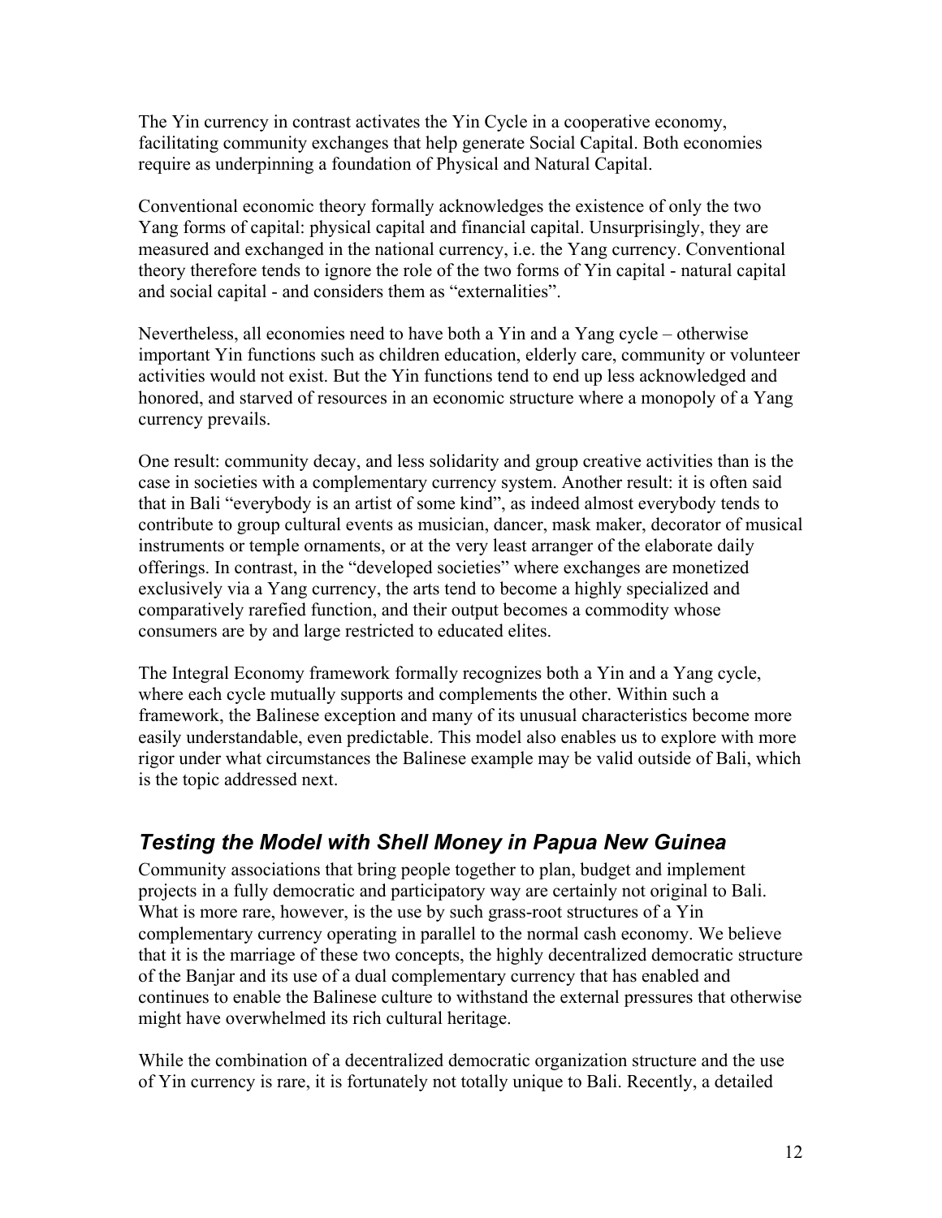The Yin currency in contrast activates the Yin Cycle in a cooperative economy, facilitating community exchanges that help generate Social Capital. Both economies require as underpinning a foundation of Physical and Natural Capital.

Conventional economic theory formally acknowledges the existence of only the two Yang forms of capital: physical capital and financial capital. Unsurprisingly, they are measured and exchanged in the national currency, i.e. the Yang currency. Conventional theory therefore tends to ignore the role of the two forms of Yin capital - natural capital and social capital - and considers them as "externalities".

Nevertheless, all economies need to have both a Yin and a Yang cycle – otherwise important Yin functions such as children education, elderly care, community or volunteer activities would not exist. But the Yin functions tend to end up less acknowledged and honored, and starved of resources in an economic structure where a monopoly of a Yang currency prevails.

One result: community decay, and less solidarity and group creative activities than is the case in societies with a complementary currency system. Another result: it is often said that in Bali "everybody is an artist of some kind", as indeed almost everybody tends to contribute to group cultural events as musician, dancer, mask maker, decorator of musical instruments or temple ornaments, or at the very least arranger of the elaborate daily offerings. In contrast, in the "developed societies" where exchanges are monetized exclusively via a Yang currency, the arts tend to become a highly specialized and comparatively rarefied function, and their output becomes a commodity whose consumers are by and large restricted to educated elites.

The Integral Economy framework formally recognizes both a Yin and a Yang cycle, where each cycle mutually supports and complements the other. Within such a framework, the Balinese exception and many of its unusual characteristics become more easily understandable, even predictable. This model also enables us to explore with more rigor under what circumstances the Balinese example may be valid outside of Bali, which is the topic addressed next.

## *Testing the Model with Shell Money in Papua New Guinea*

Community associations that bring people together to plan, budget and implement projects in a fully democratic and participatory way are certainly not original to Bali. What is more rare, however, is the use by such grass-root structures of a Yin complementary currency operating in parallel to the normal cash economy. We believe that it is the marriage of these two concepts, the highly decentralized democratic structure of the Banjar and its use of a dual complementary currency that has enabled and continues to enable the Balinese culture to withstand the external pressures that otherwise might have overwhelmed its rich cultural heritage.

While the combination of a decentralized democratic organization structure and the use of Yin currency is rare, it is fortunately not totally unique to Bali. Recently, a detailed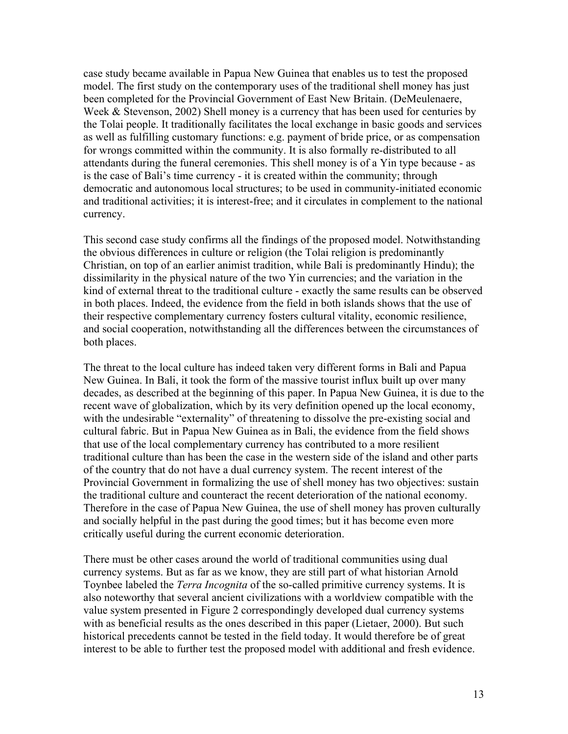case study became available in Papua New Guinea that enables us to test the proposed model. The first study on the contemporary uses of the traditional shell money has just been completed for the Provincial Government of East New Britain. (DeMeulenaere, Week & Stevenson, 2002) Shell money is a currency that has been used for centuries by the Tolai people. It traditionally facilitates the local exchange in basic goods and services as well as fulfilling customary functions: e.g. payment of bride price, or as compensation for wrongs committed within the community. It is also formally re-distributed to all attendants during the funeral ceremonies. This shell money is of a Yin type because - as is the case of Bali's time currency - it is created within the community; through democratic and autonomous local structures; to be used in community-initiated economic and traditional activities; it is interest-free; and it circulates in complement to the national currency.

This second case study confirms all the findings of the proposed model. Notwithstanding the obvious differences in culture or religion (the Tolai religion is predominantly Christian, on top of an earlier animist tradition, while Bali is predominantly Hindu); the dissimilarity in the physical nature of the two Yin currencies; and the variation in the kind of external threat to the traditional culture - exactly the same results can be observed in both places. Indeed, the evidence from the field in both islands shows that the use of their respective complementary currency fosters cultural vitality, economic resilience, and social cooperation, notwithstanding all the differences between the circumstances of both places.

The threat to the local culture has indeed taken very different forms in Bali and Papua New Guinea. In Bali, it took the form of the massive tourist influx built up over many decades, as described at the beginning of this paper. In Papua New Guinea, it is due to the recent wave of globalization, which by its very definition opened up the local economy, with the undesirable "externality" of threatening to dissolve the pre-existing social and cultural fabric. But in Papua New Guinea as in Bali, the evidence from the field shows that use of the local complementary currency has contributed to a more resilient traditional culture than has been the case in the western side of the island and other parts of the country that do not have a dual currency system. The recent interest of the Provincial Government in formalizing the use of shell money has two objectives: sustain the traditional culture and counteract the recent deterioration of the national economy. Therefore in the case of Papua New Guinea, the use of shell money has proven culturally and socially helpful in the past during the good times; but it has become even more critically useful during the current economic deterioration.

There must be other cases around the world of traditional communities using dual currency systems. But as far as we know, they are still part of what historian Arnold Toynbee labeled the *Terra Incognita* of the so-called primitive currency systems. It is also noteworthy that several ancient civilizations with a worldview compatible with the value system presented in Figure 2 correspondingly developed dual currency systems with as beneficial results as the ones described in this paper (Lietaer, 2000). But such historical precedents cannot be tested in the field today. It would therefore be of great interest to be able to further test the proposed model with additional and fresh evidence.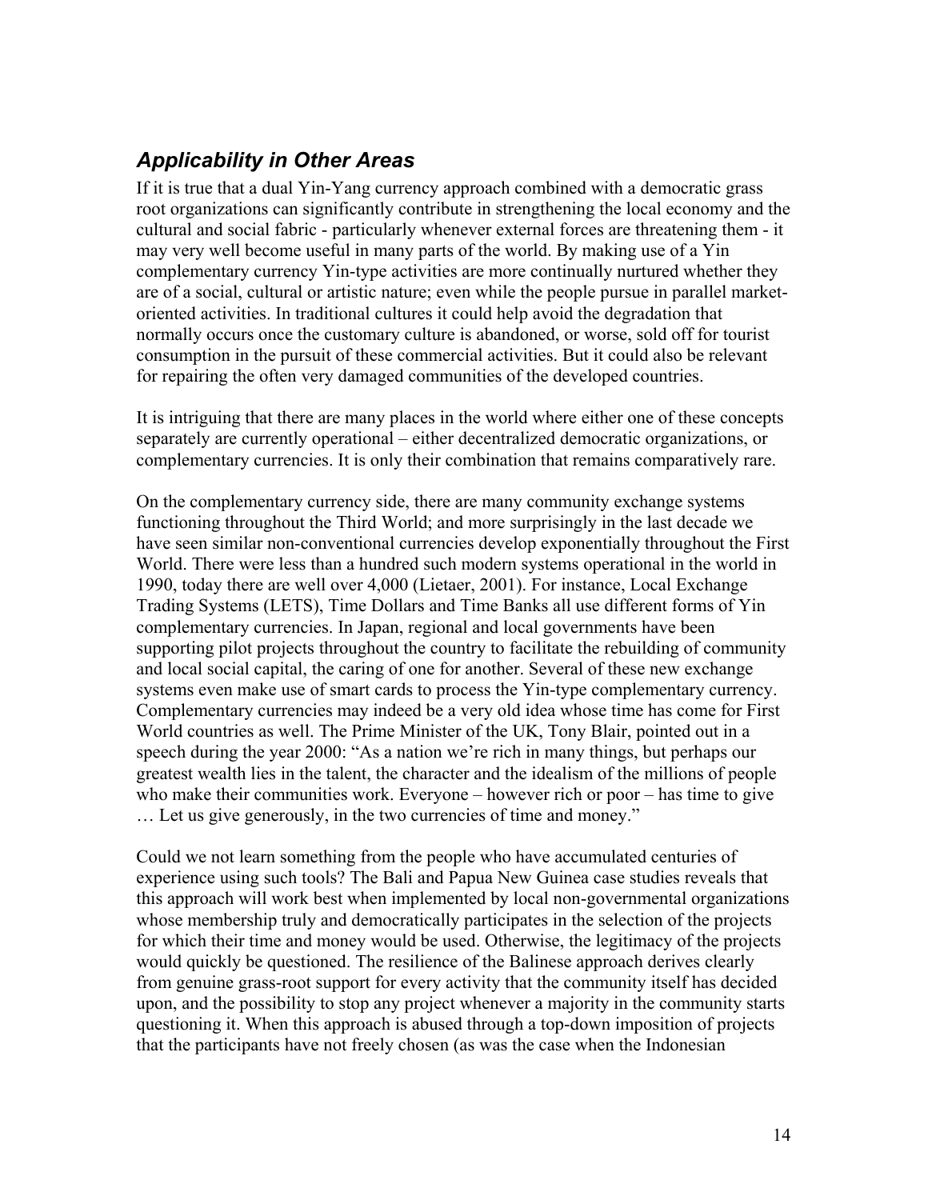## *Applicability in Other Areas*

If it is true that a dual Yin-Yang currency approach combined with a democratic grass root organizations can significantly contribute in strengthening the local economy and the cultural and social fabric - particularly whenever external forces are threatening them - it may very well become useful in many parts of the world. By making use of a Yin complementary currency Yin-type activities are more continually nurtured whether they are of a social, cultural or artistic nature; even while the people pursue in parallel market-oriented activities. In traditional cultures it could help avoid the degradation that normally occurs once the customary culture is abandoned, or worse, sold off for tourist consumption in the pursuit of these commercial activities. But it could also be relevant for repairing the often very damaged communities of the developed countries.

It is intriguing that there are many places in the world where either one of these concepts separately are currently operational – either decentralized democratic organizations, or complementary currencies. It is only their combination that remains comparatively rare.

On the complementary currency side, there are many community exchange systems functioning throughout the Third World; and more surprisingly in the last decade we have seen similar non-conventional currencies develop exponentially throughout the First World. There were less than a hundred such modern systems operational in the world in 1990, today there are well over 4,000 (Lietaer, 2001). For instance, Local Exchange Trading Systems (LETS), Time Dollars and Time Banks all use different forms of Yin complementary currencies. In Japan, regional and local governments have been supporting pilot projects throughout the country to facilitate the rebuilding of community and local social capital, the caring of one for another. Several of these new exchange systems even make use of smart cards to process the Yin-type complementary currency. Complementary currencies may indeed be a very old idea whose time has come for First World countries as well. The Prime Minister of the UK, Tony Blair, pointed out in a speech during the year 2000: "As a nation we're rich in many things, but perhaps our greatest wealth lies in the talent, the character and the idealism of the millions of people who make their communities work. Everyone – however rich or poor – has time to give … Let us give generously, in the two currencies of time and money."

Could we not learn something from the people who have accumulated centuries of experience using such tools? The Bali and Papua New Guinea case studies reveals that this approach will work best when implemented by local non-governmental organizations whose membership truly and democratically participates in the selection of the projects for which their time and money would be used. Otherwise, the legitimacy of the projects would quickly be questioned. The resilience of the Balinese approach derives clearly from genuine grass-root support for every activity that the community itself has decided upon, and the possibility to stop any project whenever a majority in the community starts questioning it. When this approach is abused through a top-down imposition of projects that the participants have not freely chosen (as was the case when the Indonesian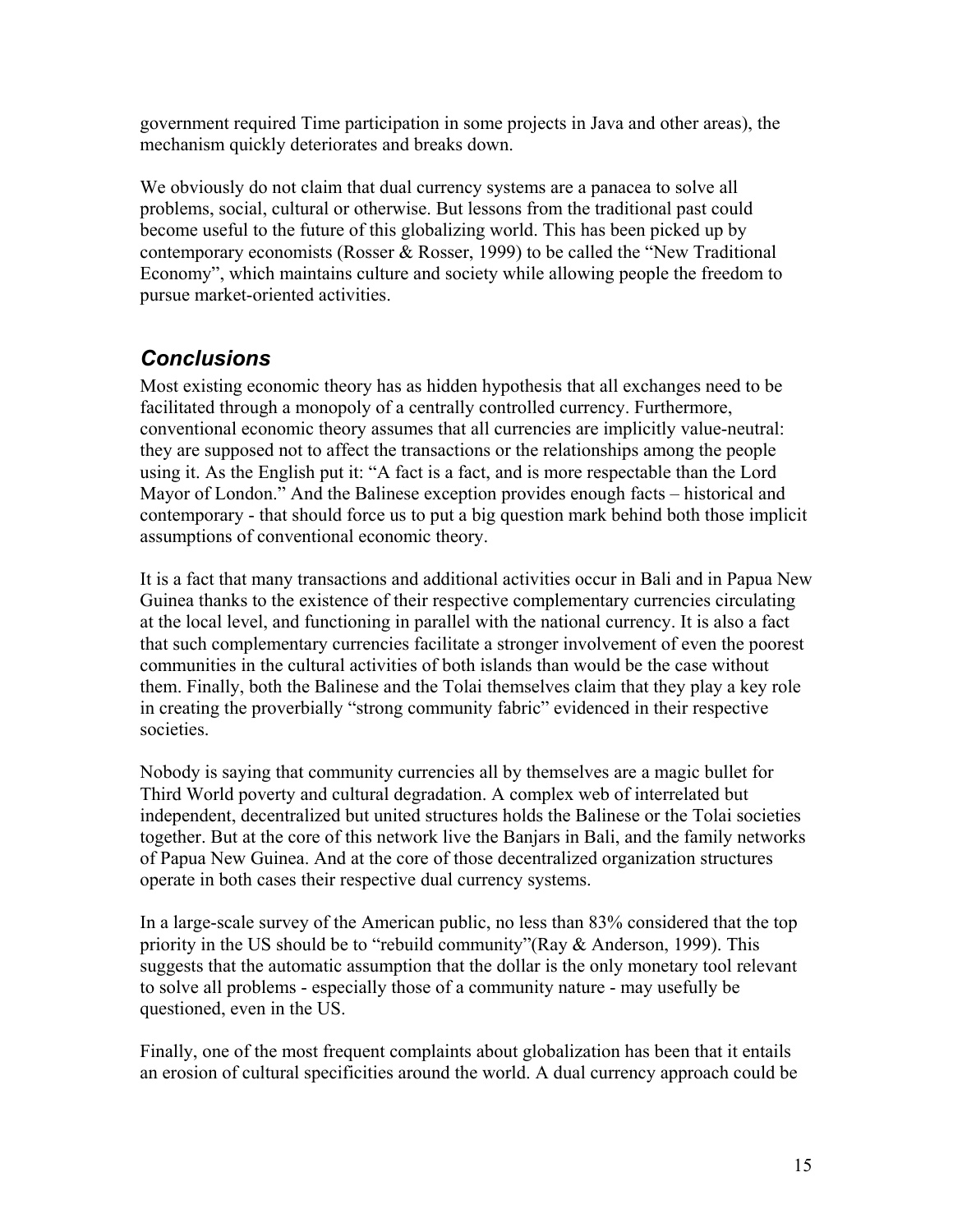government required Time participation in some projects in Java and other areas), the mechanism quickly deteriorates and breaks down.

We obviously do not claim that dual currency systems are a panacea to solve all problems, social, cultural or otherwise. But lessons from the traditional past could become useful to the future of this globalizing world. This has been picked up by contemporary economists (Rosser & Rosser, 1999) to be called the "New Traditional Economy", which maintains culture and society while allowing people the freedom to pursue market-oriented activities.

## *Conclusions*

Most existing economic theory has as hidden hypothesis that all exchanges need to be facilitated through a monopoly of a centrally controlled currency. Furthermore, conventional economic theory assumes that all currencies are implicitly value-neutral: they are supposed not to affect the transactions or the relationships among the people using it. As the English put it: "A fact is a fact, and is more respectable than the Lord Mayor of London." And the Balinese exception provides enough facts – historical and contemporary - that should force us to put a big question mark behind both those implicit assumptions of conventional economic theory.

It is a fact that many transactions and additional activities occur in Bali and in Papua New Guinea thanks to the existence of their respective complementary currencies circulating at the local level, and functioning in parallel with the national currency. It is also a fact that such complementary currencies facilitate a stronger involvement of even the poorest communities in the cultural activities of both islands than would be the case without them. Finally, both the Balinese and the Tolai themselves claim that they play a key role in creating the proverbially "strong community fabric" evidenced in their respective societies.

Nobody is saying that community currencies all by themselves are a magic bullet for Third World poverty and cultural degradation. A complex web of interrelated but independent, decentralized but united structures holds the Balinese or the Tolai societies together. But at the core of this network live the Banjars in Bali, and the family networks of Papua New Guinea. And at the core of those decentralized organization structures operate in both cases their respective dual currency systems.

In a large-scale survey of the American public, no less than 83% considered that the top priority in the US should be to "rebuild community"(Ray & Anderson, 1999). This suggests that the automatic assumption that the dollar is the only monetary tool relevant to solve all problems - especially those of a community nature - may usefully be questioned, even in the US.

Finally, one of the most frequent complaints about globalization has been that it entails an erosion of cultural specificities around the world. A dual currency approach could be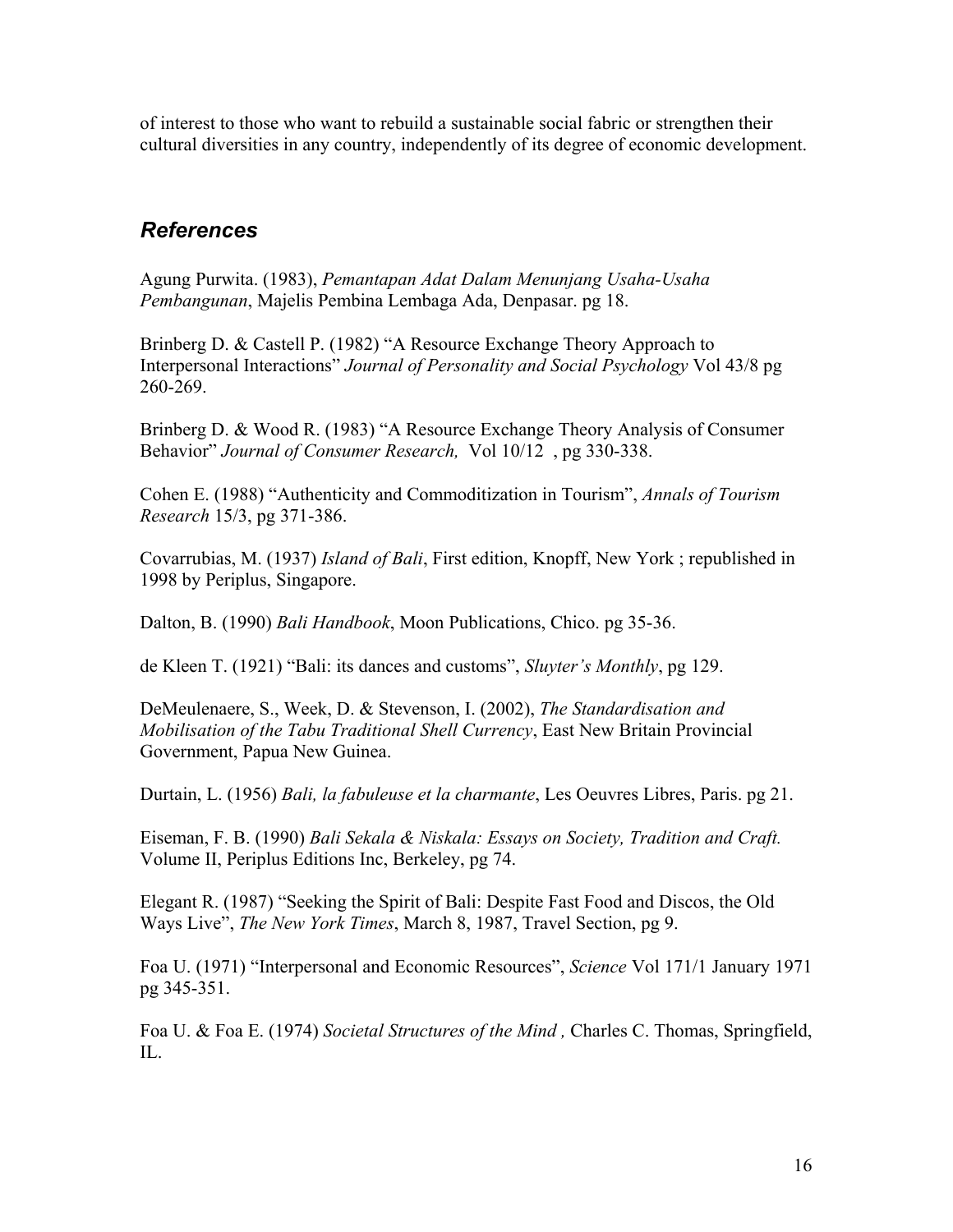of interest to those who want to rebuild a sustainable social fabric or strengthen their cultural diversities in any country, independently of its degree of economic development.

## *References*

Agung Purwita. (1983), *Pemantapan Adat Dalam Menunjang Usaha-Usaha Pembangunan*, Majelis Pembina Lembaga Ada, Denpasar. pg 18.

Brinberg D. & Castell P. (1982) "A Resource Exchange Theory Approach to Interpersonal Interactions" *Journal of Personality and Social Psychology* Vol 43/8 pg 260-269.

Brinberg D. & Wood R. (1983) "A Resource Exchange Theory Analysis of Consumer Behavior" *Journal of Consumer Research,* Vol 10/12 , pg 330-338.

Cohen E. (1988) "Authenticity and Commoditization in Tourism", *Annals of Tourism Research* 15/3, pg 371-386.

Covarrubias, M. (1937) *Island of Bali*, First edition, Knopff, New York ; republished in 1998 by Periplus, Singapore.

Dalton, B. (1990) *Bali Handbook*, Moon Publications, Chico. pg 35-36.

de Kleen T. (1921) "Bali: its dances and customs", *Sluyter's Monthly*, pg 129.

DeMeulenaere, S., Week, D. & Stevenson, I. (2002), *The Standardisation and Mobilisation of the Tabu Traditional Shell Currency*, East New Britain Provincial Government, Papua New Guinea.

Durtain, L. (1956) *Bali, la fabuleuse et la charmante*, Les Oeuvres Libres, Paris. pg 21.

Eiseman, F. B. (1990) *Bali Sekala & Niskala: Essays on Society, Tradition and Craft.* Volume II, Periplus Editions Inc, Berkeley, pg 74.

Elegant R. (1987) "Seeking the Spirit of Bali: Despite Fast Food and Discos, the Old Ways Live", *The New York Times*, March 8, 1987, Travel Section, pg 9.

Foa U. (1971) "Interpersonal and Economic Resources", *Science* Vol 171/1 January 1971 pg 345-351.

Foa U. & Foa E. (1974) *Societal Structures of the Mind ,* Charles C. Thomas, Springfield, IL.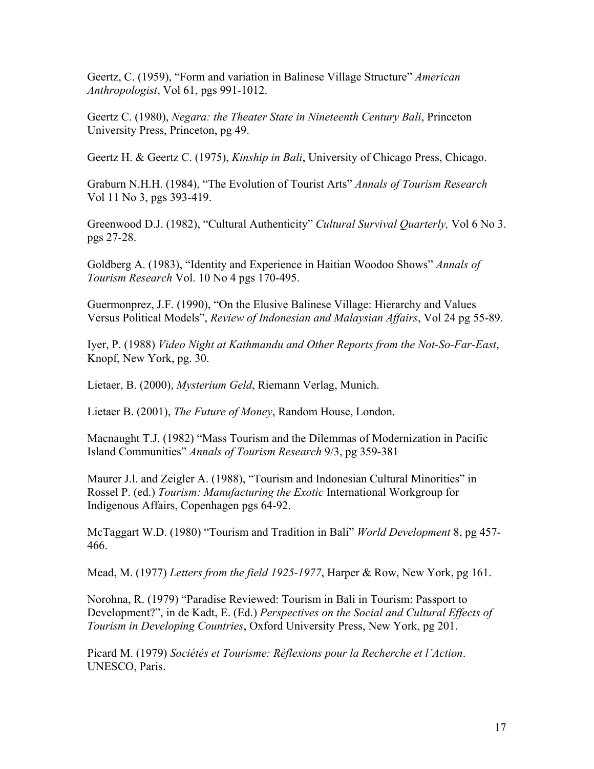Geertz, C. (1959), "Form and variation in Balinese Village Structure" *American Anthropologist*, Vol 61, pgs 991-1012.

Geertz C. (1980), *Negara: the Theater State in Nineteenth Century Bali*, Princeton University Press, Princeton, pg 49.

Geertz H. & Geertz C. (1975), *Kinship in Bali*, University of Chicago Press, Chicago.

Graburn N.H.H. (1984), "The Evolution of Tourist Arts" *Annals of Tourism Research* Vol 11 No 3, pgs 393-419.

Greenwood D.J. (1982), "Cultural Authenticity" *Cultural Survival Quarterly,* Vol 6 No 3. pgs 27-28.

Goldberg A. (1983), "Identity and Experience in Haitian Woodoo Shows" *Annals of Tourism Research* Vol. 10 No 4 pgs 170-495.

Guermonprez, J.F. (1990), "On the Elusive Balinese Village: Hierarchy and Values Versus Political Models", *Review of Indonesian and Malaysian Affairs*, Vol 24 pg 55-89.

Iyer, P. (1988) *Video Night at Kathmandu and Other Reports from the Not-So-Far-East*, Knopf, New York, pg. 30.

Lietaer, B. (2000), *Mysterium Geld*, Riemann Verlag, Munich.

Lietaer B. (2001), *The Future of Money*, Random House, London.

Macnaught T.J. (1982) "Mass Tourism and the Dilemmas of Modernization in Pacific Island Communities" *Annals of Tourism Research* 9/3, pg 359-381

Maurer J.l. and Zeigler A. (1988), "Tourism and Indonesian Cultural Minorities" in Rossel P. (ed.) *Tourism: Manufacturing the Exotic* International Workgroup for Indigenous Affairs, Copenhagen pgs 64-92.

McTaggart W.D. (1980) "Tourism and Tradition in Bali" *World Development* 8, pg 457-466.

Mead, M. (1977) *Letters from the field 1925-1977*, Harper & Row, New York, pg 161.

Norohna, R. (1979) "Paradise Reviewed: Tourism in Bali in Tourism: Passport to Development?", in de Kadt, E. (Ed.) *Perspectives on the Social and Cultural Effects of Tourism in Developing Countries*, Oxford University Press, New York, pg 201.

Picard M. (1979) *Sociétés et Tourisme: Réflexions pour la Recherche et l'Action*. UNESCO, Paris.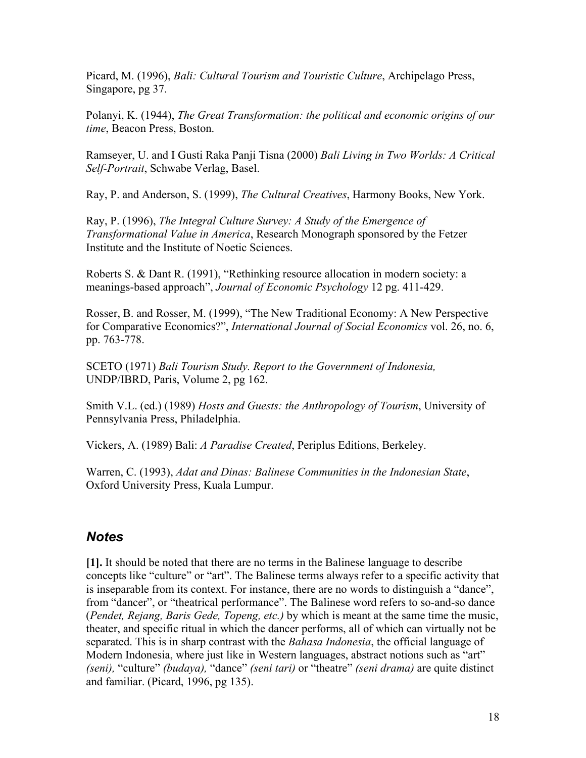Picard, M. (1996), *Bali: Cultural Tourism and Touristic Culture*, Archipelago Press, Singapore, pg 37.

Polanyi, K. (1944), *The Great Transformation: the political and economic origins of our time*, Beacon Press, Boston.

Ramseyer, U. and I Gusti Raka Panji Tisna (2000) *Bali Living in Two Worlds: A Critical Self-Portrait*, Schwabe Verlag, Basel.

Ray, P. and Anderson, S. (1999), *The Cultural Creatives*, Harmony Books, New York.

Ray, P. (1996), *The Integral Culture Survey: A Study of the Emergence of Transformational Value in America*, Research Monograph sponsored by the Fetzer Institute and the Institute of Noetic Sciences.

Roberts S. & Dant R. (1991), "Rethinking resource allocation in modern society: a meanings-based approach", *Journal of Economic Psychology* 12 pg. 411-429.

Rosser, B. and Rosser, M. (1999), "The New Traditional Economy: A New Perspective for Comparative Economics?", *International Journal of Social Economics* vol. 26, no. 6, pp. 763-778.

SCETO (1971) *Bali Tourism Study. Report to the Government of Indonesia,* UNDP/IBRD, Paris, Volume 2, pg 162.

Smith V.L. (ed.) (1989) *Hosts and Guests: the Anthropology of Tourism*, University of Pennsylvania Press, Philadelphia.

Vickers, A. (1989) Bali: *A Paradise Created*, Periplus Editions, Berkeley.

Warren, C. (1993), *Adat and Dinas: Balinese Communities in the Indonesian State*, Oxford University Press, Kuala Lumpur.

## *Notes*

**[1].** It should be noted that there are no terms in the Balinese language to describe concepts like "culture" or "art". The Balinese terms always refer to a specific activity that is inseparable from its context. For instance, there are no words to distinguish a "dance", from "dancer", or "theatrical performance". The Balinese word refers to so-and-so dance (*Pendet, Rejang, Baris Gede, Topeng, etc.)* by which is meant at the same time the music, theater, and specific ritual in which the dancer performs, all of which can virtually not be separated. This is in sharp contrast with the *Bahasa Indonesia*, the official language of Modern Indonesia, where just like in Western languages, abstract notions such as "art" *(seni),* "culture" *(budaya),* "dance" *(seni tari)* or "theatre" *(seni drama)* are quite distinct and familiar. (Picard, 1996, pg 135).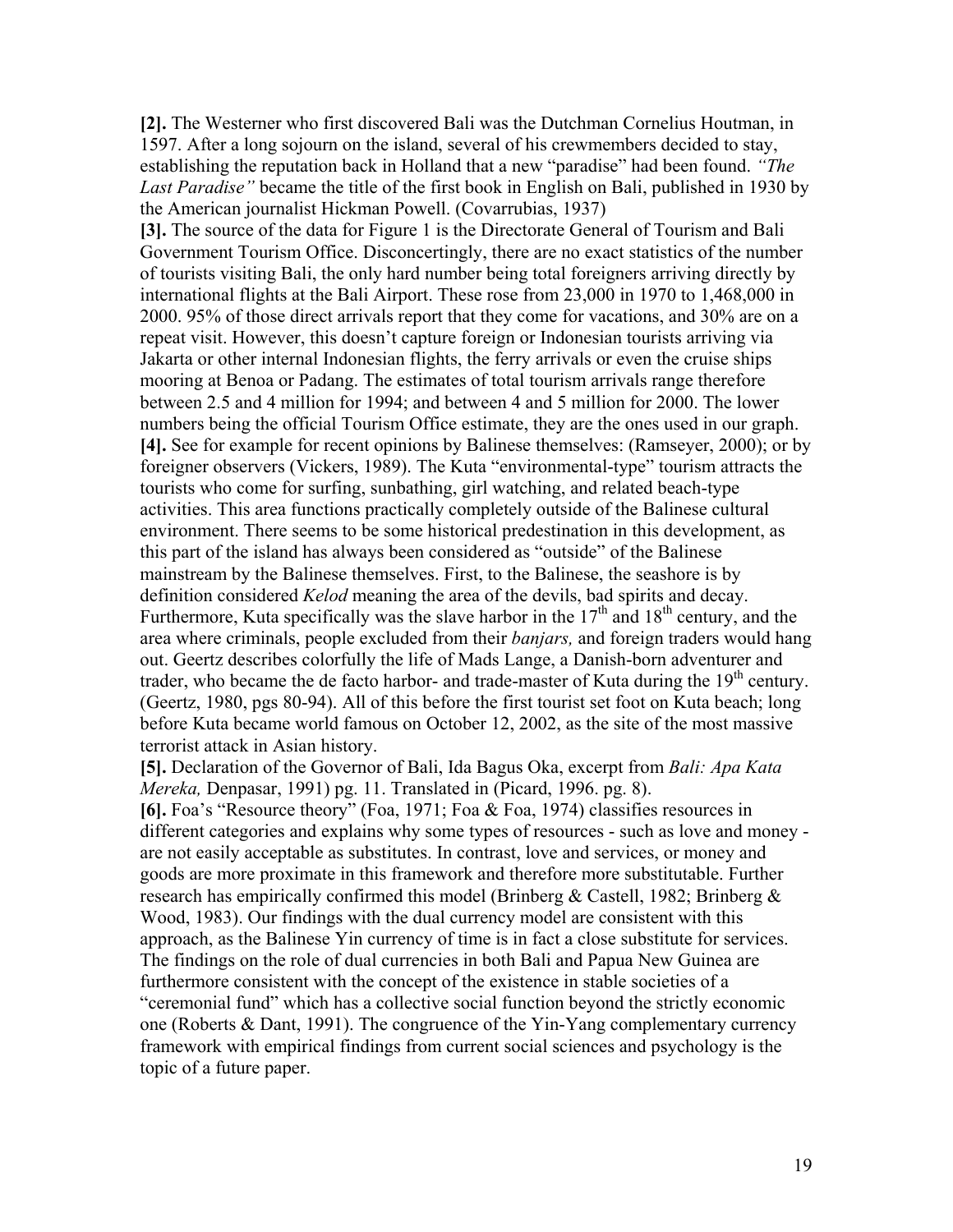**[2].** The Westerner who first discovered Bali was the Dutchman Cornelius Houtman, in 1597. After a long sojourn on the island, several of his crewmembers decided to stay, establishing the reputation back in Holland that a new "paradise" had been found. *"The Last Paradise"* became the title of the first book in English on Bali, published in 1930 by the American journalist Hickman Powell. (Covarrubias, 1937)

**[3].** The source of the data for Figure 1 is the Directorate General of Tourism and Bali Government Tourism Office. Disconcertingly, there are no exact statistics of the number of tourists visiting Bali, the only hard number being total foreigners arriving directly by international flights at the Bali Airport. These rose from 23,000 in 1970 to 1,468,000 in 2000. 95% of those direct arrivals report that they come for vacations, and 30% are on a repeat visit. However, this doesn't capture foreign or Indonesian tourists arriving via Jakarta or other internal Indonesian flights, the ferry arrivals or even the cruise ships mooring at Benoa or Padang. The estimates of total tourism arrivals range therefore between 2.5 and 4 million for 1994; and between 4 and 5 million for 2000. The lower numbers being the official Tourism Office estimate, they are the ones used in our graph.

**[4].** See for example for recent opinions by Balinese themselves: (Ramseyer, 2000); or by foreigner observers (Vickers, 1989). The Kuta "environmental-type" tourism attracts the tourists who come for surfing, sunbathing, girl watching, and related beach-type activities. This area functions practically completely outside of the Balinese cultural environment. There seems to be some historical predestination in this development, as this part of the island has always been considered as "outside" of the Balinese mainstream by the Balinese themselves. First, to the Balinese, the seashore is by definition considered *Kelod* meaning the area of the devils, bad spirits and decay. Furthermore, Kuta specifically was the slave harbor in the 17th and 18th century, and the area where criminals, people excluded from their *banjars,* and foreign traders would hang out. Geertz describes colorfully the life of Mads Lange, a Danish-born adventurer and trader, who became the de facto harbor- and trade-master of Kuta during the 19th century. (Geertz, 1980, pgs 80-94). All of this before the first tourist set foot on Kuta beach; long before Kuta became world famous on October 12, 2002, as the site of the most massive terrorist attack in Asian history.

**[5].** Declaration of the Governor of Bali, Ida Bagus Oka, excerpt from *Bali: Apa Kata Mereka,* Denpasar, 1991) pg. 11. Translated in (Picard, 1996. pg. 8).

**[6].** Foa's "Resource theory" (Foa, 1971; Foa & Foa, 1974) classifies resources in different categories and explains why some types of resources - such as love and money - are not easily acceptable as substitutes. In contrast, love and services, or money and goods are more proximate in this framework and therefore more substitutable. Further research has empirically confirmed this model (Brinberg & Castell, 1982; Brinberg & Wood, 1983). Our findings with the dual currency model are consistent with this approach, as the Balinese Yin currency of time is in fact a close substitute for services. The findings on the role of dual currencies in both Bali and Papua New Guinea are furthermore consistent with the concept of the existence in stable societies of a "ceremonial fund" which has a collective social function beyond the strictly economic one (Roberts & Dant, 1991). The congruence of the Yin-Yang complementary currency framework with empirical findings from current social sciences and psychology is the topic of a future paper.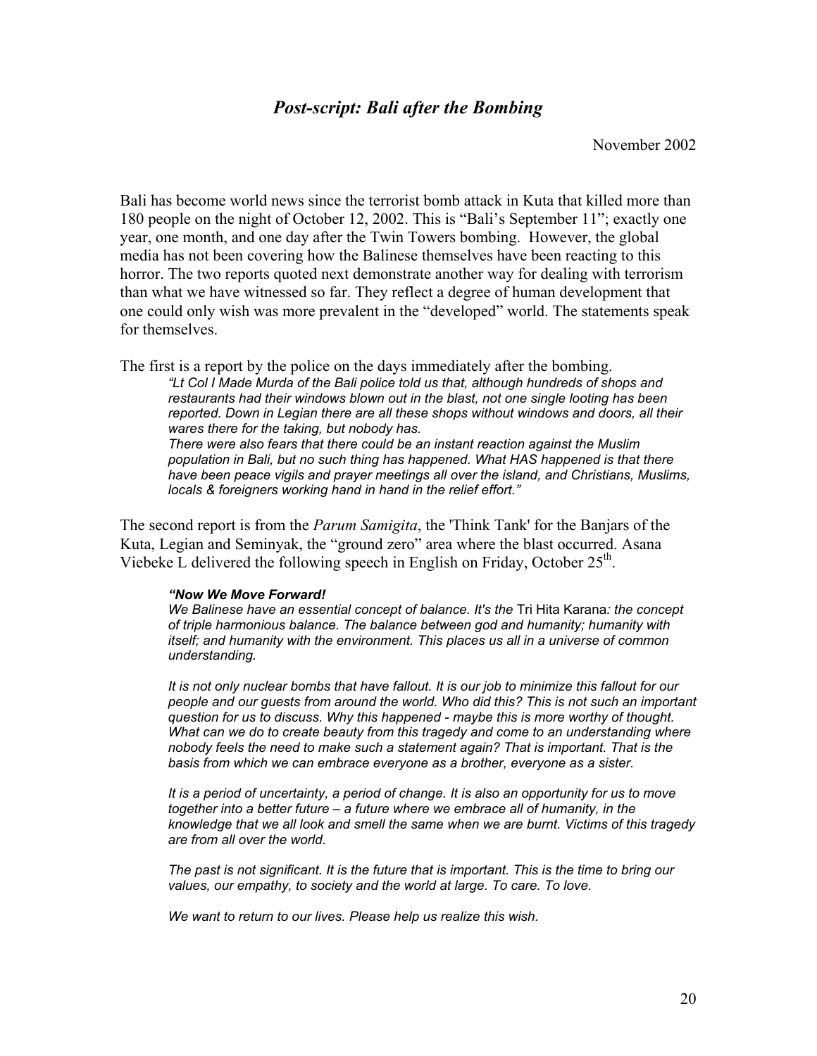## *Post-script: Bali after the Bombing*

November 2002

Bali has become world news since the terrorist bomb attack in Kuta that killed more than 180 people on the night of October 12, 2002. This is "Bali's September 11"; exactly one year, one month, and one day after the Twin Towers bombing. However, the global media has not been covering how the Balinese themselves have been reacting to this horror. The two reports quoted next demonstrate another way for dealing with terrorism than what we have witnessed so far. They reflect a degree of human development that one could only wish was more prevalent in the "developed" world. The statements speak for themselves.

The first is a report by the police on the days immediately after the bombing.

> *"Lt Col I Made Murda of the Bali police told us that, although hundreds of shops and restaurants had their windows blown out in the blast, not one single looting has been reported. Down in Legian there are all these shops without windows and doors, all their wares there for the taking, but nobody has.*
> *There were also fears that there could be an instant reaction against the Muslim population in Bali, but no such thing has happened. What HAS happened is that there have been peace vigils and prayer meetings all over the island, and Christians, Muslims, locals & foreigners working hand in hand in the relief effort."*

The second report is from the *Parum Samigita*, the 'Think Tank' for the Banjars of the Kuta, Legian and Seminyak, the "ground zero" area where the blast occurred. Asana Viebeke L delivered the following speech in English on Friday, October 25th.

> ***"Now We Move Forward!***
> *We Balinese have an essential concept of balance. It's the* Tri Hita Karana*: the concept of triple harmonious balance. The balance between god and humanity; humanity with itself; and humanity with the environment. This places us all in a universe of common understanding.*
>
> *It is not only nuclear bombs that have fallout. It is our job to minimize this fallout for our people and our guests from around the world. Who did this? This is not such an important question for us to discuss. Why this happened - maybe this is more worthy of thought. What can we do to create beauty from this tragedy and come to an understanding where nobody feels the need to make such a statement again? That is important. That is the basis from which we can embrace everyone as a brother, everyone as a sister.*
>
> *It is a period of uncertainty, a period of change. It is also an opportunity for us to move together into a better future – a future where we embrace all of humanity, in the knowledge that we all look and smell the same when we are burnt. Victims of this tragedy are from all over the world.*
>
> *The past is not significant. It is the future that is important. This is the time to bring our values, our empathy, to society and the world at large. To care. To love.*
>
> *We want to return to our lives. Please help us realize this wish.*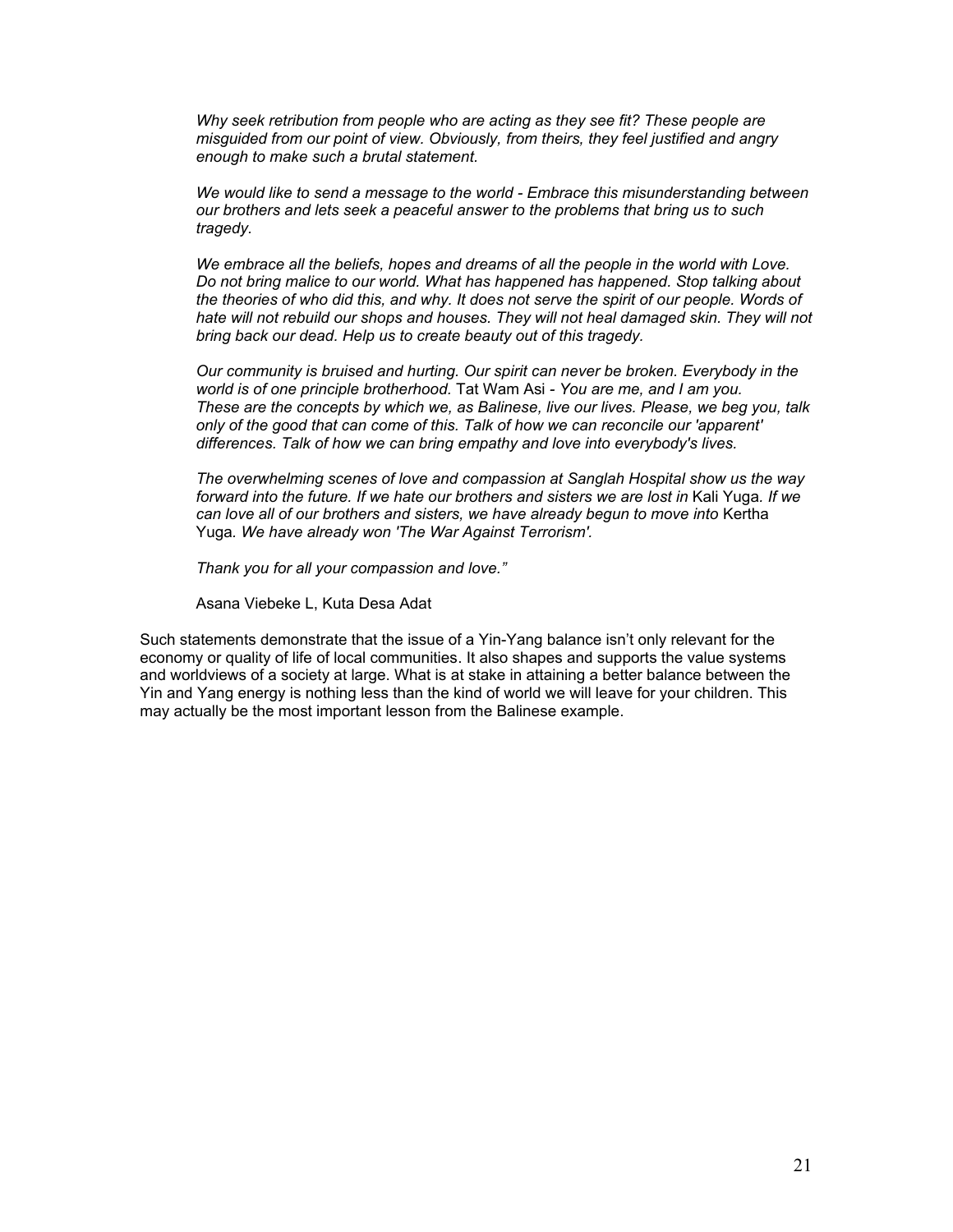*Why seek retribution from people who are acting as they see fit? These people are misguided from our point of view. Obviously, from theirs, they feel justified and angry enough to make such a brutal statement.*

*We would like to send a message to the world - Embrace this misunderstanding between our brothers and lets seek a peaceful answer to the problems that bring us to such tragedy.*

*We embrace all the beliefs, hopes and dreams of all the people in the world with Love. Do not bring malice to our world. What has happened has happened. Stop talking about the theories of who did this, and why. It does not serve the spirit of our people. Words of hate will not rebuild our shops and houses. They will not heal damaged skin. They will not bring back our dead. Help us to create beauty out of this tragedy.*

*Our community is bruised and hurting. Our spirit can never be broken. Everybody in the world is of one principle brotherhood.* Tat Wam Asi - *You are me, and I am you. These are the concepts by which we, as Balinese, live our lives. Please, we beg you, talk only of the good that can come of this. Talk of how we can reconcile our 'apparent' differences. Talk of how we can bring empathy and love into everybody's lives.*

*The overwhelming scenes of love and compassion at Sanglah Hospital show us the way forward into the future. If we hate our brothers and sisters we are lost in* Kali Yuga*. If we can love all of our brothers and sisters, we have already begun to move into* Kertha Yuga*. We have already won 'The War Against Terrorism'.*

*Thank you for all your compassion and love."*

Asana Viebeke L, Kuta Desa Adat

Such statements demonstrate that the issue of a Yin-Yang balance isn't only relevant for the economy or quality of life of local communities. It also shapes and supports the value systems and worldviews of a society at large. What is at stake in attaining a better balance between the Yin and Yang energy is nothing less than the kind of world we will leave for your children. This may actually be the most important lesson from the Balinese example.